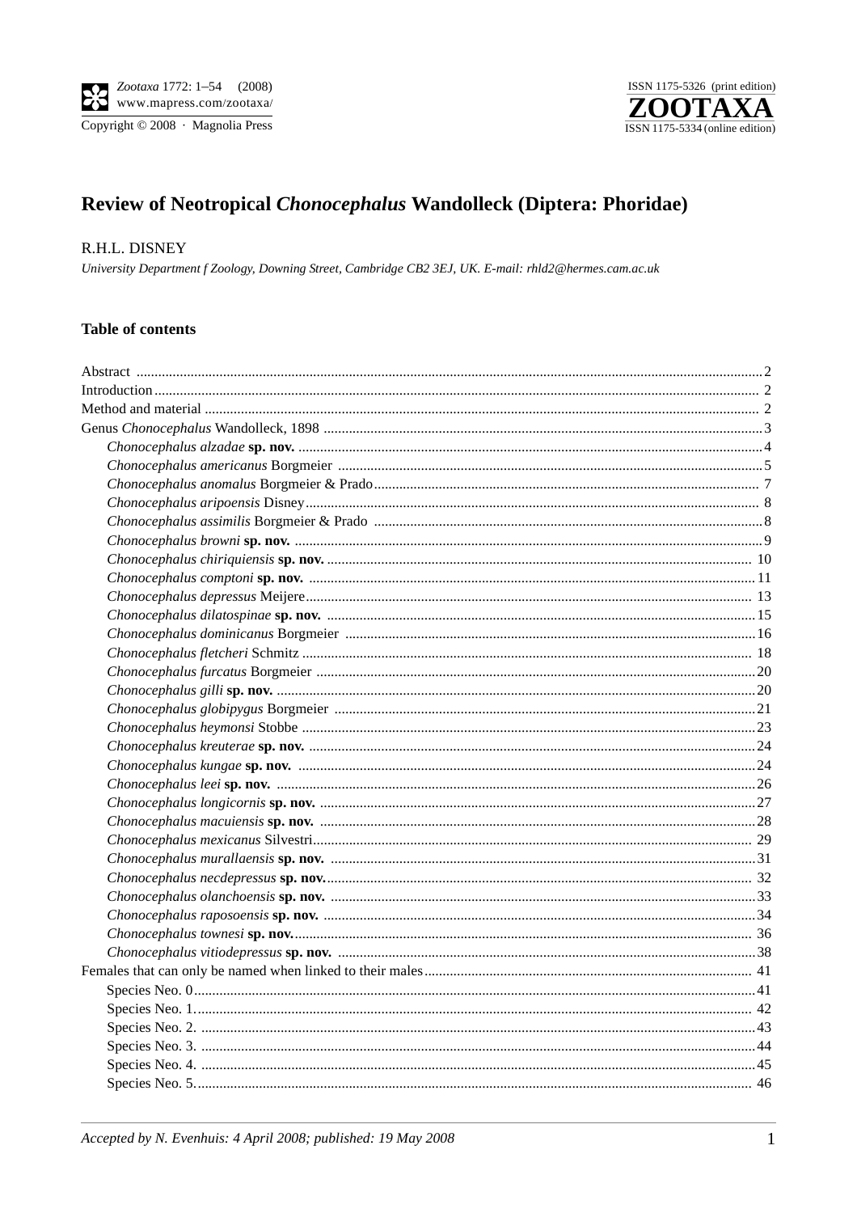# Review of Neotropical *Chonocephalus* Wandolleck (Diptera: Phoridae)

R.H.L. DISNEY

*University Department f Zoology, Downing Street, Cambridge CB2 3EJ, UK. E-mail: rhld2@hermes.cam.ac.uk*

## Table of contents

Abstract ..... 2
Introduction ..... 2
Method and material ..... 2
Genus *Chonocephalus* Wandolleck, 1898 ..... 3
- *Chonocephalus alzadae* **sp. nov.** ..... 4
- *Chonocephalus americanus* Borgmeier ..... 5
- *Chonocephalus anomalus* Borgmeier & Prado ..... 7
- *Chonocephalus aripoensis* Disney ..... 8
- *Chonocephalus assimilis* Borgmeier & Prado ..... 8
- *Chonocephalus browni* **sp. nov.** ..... 9
- *Chonocephalus chiriquiensis* **sp. nov.** ..... 10
- *Chonocephalus comptoni* **sp. nov.** ..... 11
- *Chonocephalus depressus* Meijere ..... 13
- *Chonocephalus dilatospinae* **sp. nov.** ..... 15
- *Chonocephalus dominicanus* Borgmeier ..... 16
- *Chonocephalus fletcheri* Schmitz ..... 18
- *Chonocephalus furcatus* Borgmeier ..... 20
- *Chonocephalus gilli* **sp. nov.** ..... 20
- *Chonocephalus globipygus* Borgmeier ..... 21
- *Chonocephalus heymonsi* Stobbe ..... 23
- *Chonocephalus kreuterae* **sp. nov.** ..... 24
- *Chonocephalus kungae* **sp. nov.** ..... 24
- *Chonocephalus leei* **sp. nov.** ..... 26
- *Chonocephalus longicornis* **sp. nov.** ..... 27
- *Chonocephalus macuiensis* **sp. nov.** ..... 28
- *Chonocephalus mexicanus* Silvestri ..... 29
- *Chonocephalus murallaensis* **sp. nov.** ..... 31
- *Chonocephalus necdepressus* **sp. nov.** ..... 32
- *Chonocephalus olanchoensis* **sp. nov.** ..... 33
- *Chonocephalus raposoensis* **sp. nov.** ..... 34
- *Chonocephalus townesi* **sp. nov.** ..... 36
- *Chonocephalus vitiodepressus* **sp. nov.** ..... 38

Females that can only be named when linked to their males ..... 41
- Species Neo. 0 ..... 41
- Species Neo. 1 ..... 42
- Species Neo. 2. ..... 43
- Species Neo. 3. ..... 44
- Species Neo. 4. ..... 45
- Species Neo. 5. ..... 46

*Accepted by N. Evenhuis: 4 April 2008; published: 19 May 2008*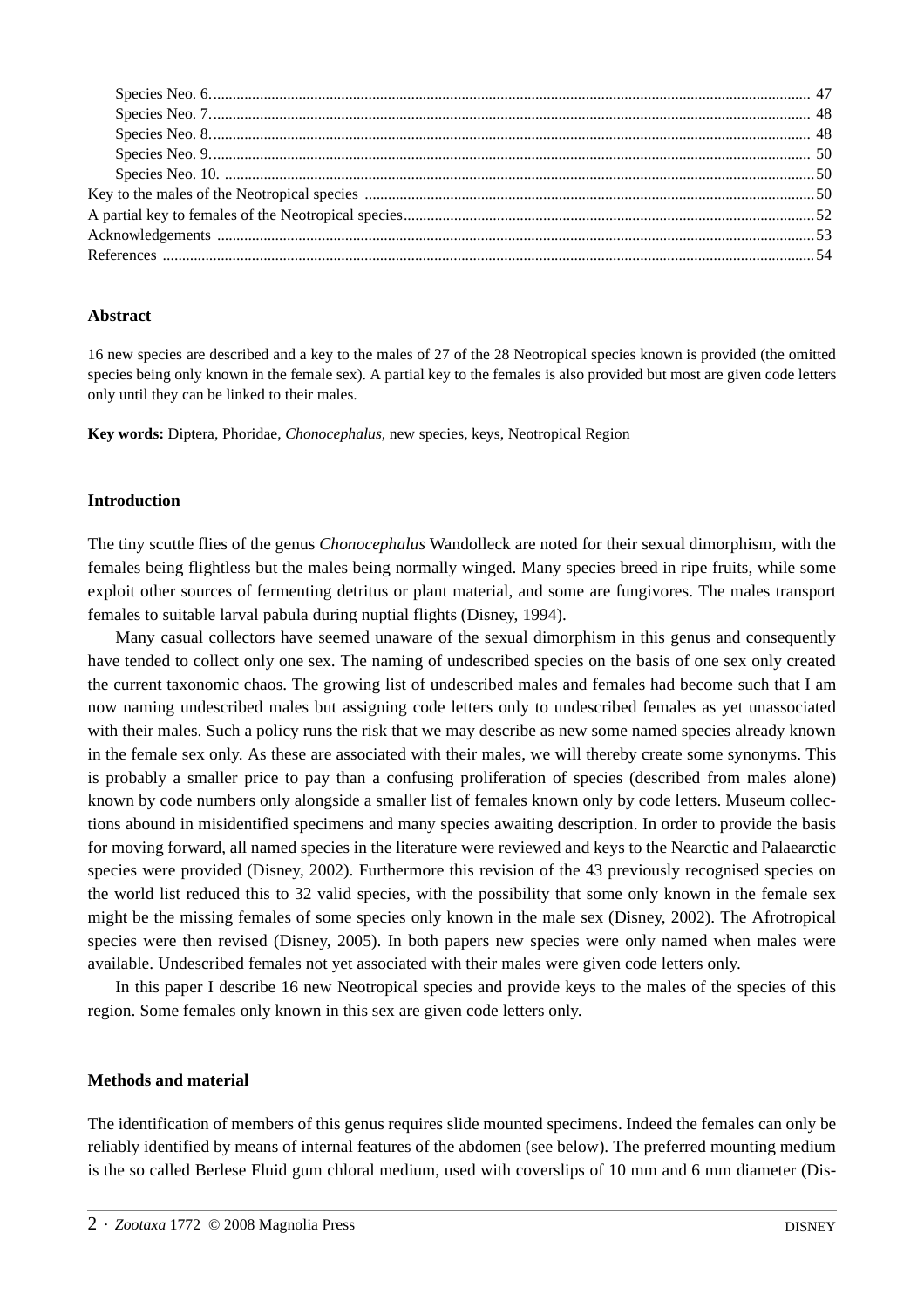Species Neo. 6. ........................................................................................................................................... 47
Species Neo. 7. ........................................................................................................................................... 48
Species Neo. 8. ........................................................................................................................................... 48
Species Neo. 9. ........................................................................................................................................... 50
Species Neo. 10. ......................................................................................................................................... 50
Key to the males of the Neotropical species ........................................................................................................ 50
A partial key to females of the Neotropical species ............................................................................................... 52
Acknowledgements ............................................................................................................................................... 53
References ............................................................................................................................................................ 54

## Abstract

16 new species are described and a key to the males of 27 of the 28 Neotropical species known is provided (the omitted species being only known in the female sex). A partial key to the females is also provided but most are given code letters only until they can be linked to their males.

**Key words:** Diptera, Phoridae, *Chonocephalus,* new species, keys, Neotropical Region

## Introduction

The tiny scuttle flies of the genus *Chonocephalus* Wandolleck are noted for their sexual dimorphism, with the females being flightless but the males being normally winged. Many species breed in ripe fruits, while some exploit other sources of fermenting detritus or plant material, and some are fungivores. The males transport females to suitable larval pabula during nuptial flights (Disney, 1994).

Many casual collectors have seemed unaware of the sexual dimorphism in this genus and consequently have tended to collect only one sex. The naming of undescribed species on the basis of one sex only created the current taxonomic chaos. The growing list of undescribed males and females had become such that I am now naming undescribed males but assigning code letters only to undescribed females as yet unassociated with their males. Such a policy runs the risk that we may describe as new some named species already known in the female sex only. As these are associated with their males, we will thereby create some synonyms. This is probably a smaller price to pay than a confusing proliferation of species (described from males alone) known by code numbers only alongside a smaller list of females known only by code letters. Museum collections abound in misidentified specimens and many species awaiting description. In order to provide the basis for moving forward, all named species in the literature were reviewed and keys to the Nearctic and Palaearctic species were provided (Disney, 2002). Furthermore this revision of the 43 previously recognised species on the world list reduced this to 32 valid species, with the possibility that some only known in the female sex might be the missing females of some species only known in the male sex (Disney, 2002). The Afrotropical species were then revised (Disney, 2005). In both papers new species were only named when males were available. Undescribed females not yet associated with their males were given code letters only.

In this paper I describe 16 new Neotropical species and provide keys to the males of the species of this region. Some females only known in this sex are given code letters only.

## Methods and material

The identification of members of this genus requires slide mounted specimens. Indeed the females can only be reliably identified by means of internal features of the abdomen (see below). The preferred mounting medium is the so called Berlese Fluid gum chloral medium, used with coverslips of 10 mm and 6 mm diameter (Dis-